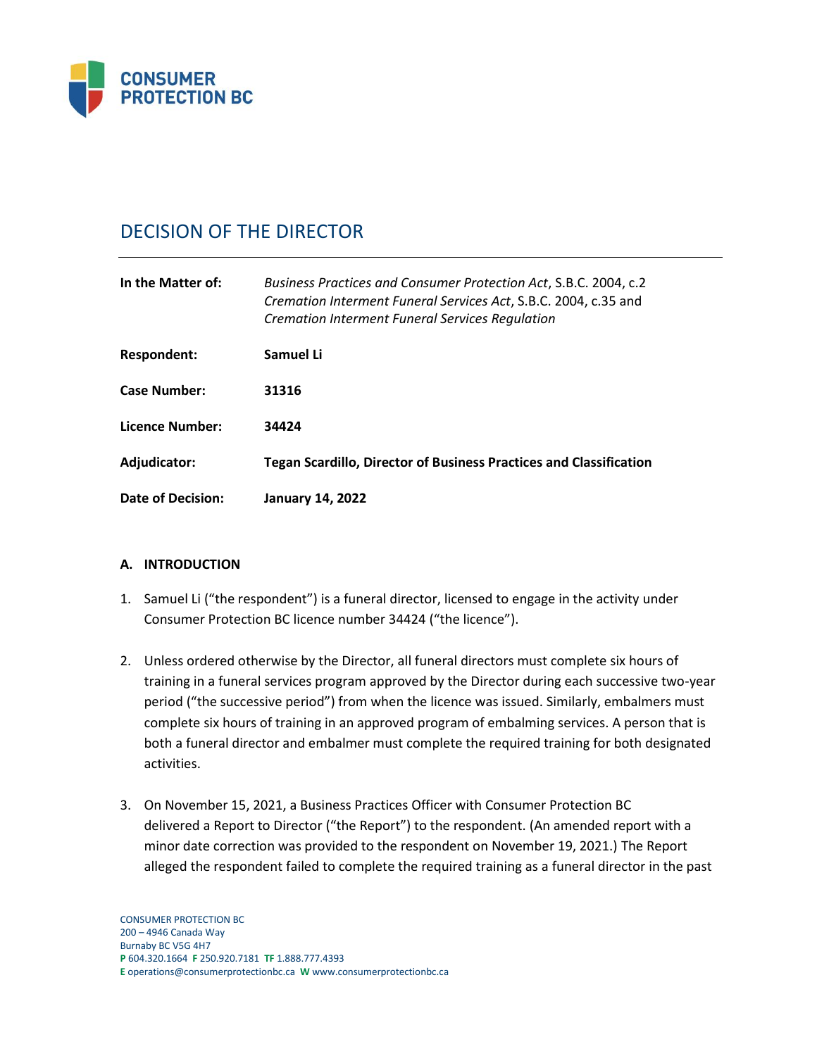CONSUMER PROTECTION BC

# DECISION OF THE DIRECTOR

| | |
|---|---|
| **In the Matter of:** | *Business Practices and Consumer Protection Act*, S.B.C. 2004, c.2<br>*Cremation Interment Funeral Services Act*, S.B.C. 2004, c.35 and<br>*Cremation Interment Funeral Services Regulation* |
| **Respondent:** | **Samuel Li** |
| **Case Number:** | **31316** |
| **Licence Number:** | **34424** |
| **Adjudicator:** | **Tegan Scardillo, Director of Business Practices and Classification** |
| **Date of Decision:** | **January 14, 2022** |

### A. INTRODUCTION

1. Samuel Li ("the respondent") is a funeral director, licensed to engage in the activity under Consumer Protection BC licence number 34424 ("the licence").

2. Unless ordered otherwise by the Director, all funeral directors must complete six hours of training in a funeral services program approved by the Director during each successive two-year period ("the successive period") from when the licence was issued. Similarly, embalmers must complete six hours of training in an approved program of embalming services. A person that is both a funeral director and embalmer must complete the required training for both designated activities.

3. On November 15, 2021, a Business Practices Officer with Consumer Protection BC delivered a Report to Director ("the Report") to the respondent. (An amended report with a minor date correction was provided to the respondent on November 19, 2021.) The Report alleged the respondent failed to complete the required training as a funeral director in the past

CONSUMER PROTECTION BC
200 – 4946 Canada Way
Burnaby BC V5G 4H7
**P** 604.320.1664 **F** 250.920.7181 **TF** 1.888.777.4393
**E** operations@consumerprotectionbc.ca **W** www.consumerprotectionbc.ca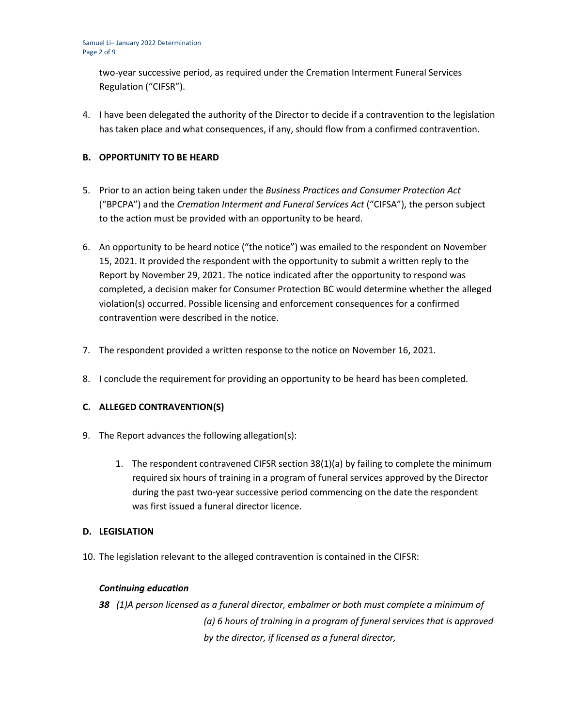two-year successive period, as required under the Cremation Interment Funeral Services Regulation ("CIFSR").

4. I have been delegated the authority of the Director to decide if a contravention to the legislation has taken place and what consequences, if any, should flow from a confirmed contravention.

## B. OPPORTUNITY TO BE HEARD

5. Prior to an action being taken under the *Business Practices and Consumer Protection Act* ("BPCPA") and the *Cremation Interment and Funeral Services Act* ("CIFSA"), the person subject to the action must be provided with an opportunity to be heard.

6. An opportunity to be heard notice ("the notice") was emailed to the respondent on November 15, 2021. It provided the respondent with the opportunity to submit a written reply to the Report by November 29, 2021. The notice indicated after the opportunity to respond was completed, a decision maker for Consumer Protection BC would determine whether the alleged violation(s) occurred. Possible licensing and enforcement consequences for a confirmed contravention were described in the notice.

7. The respondent provided a written response to the notice on November 16, 2021.

8. I conclude the requirement for providing an opportunity to be heard has been completed.

## C. ALLEGED CONTRAVENTION(S)

9. The Report advances the following allegation(s):

    1. The respondent contravened CIFSR section 38(1)(a) by failing to complete the minimum required six hours of training in a program of funeral services approved by the Director during the past two-year successive period commencing on the date the respondent was first issued a funeral director licence.

## D. LEGISLATION

10. The legislation relevant to the alleged contravention is contained in the CIFSR:

***Continuing education***

***38*** *(1)A person licensed as a funeral director, embalmer or both must complete a minimum of*

*(a) 6 hours of training in a program of funeral services that is approved by the director, if licensed as a funeral director,*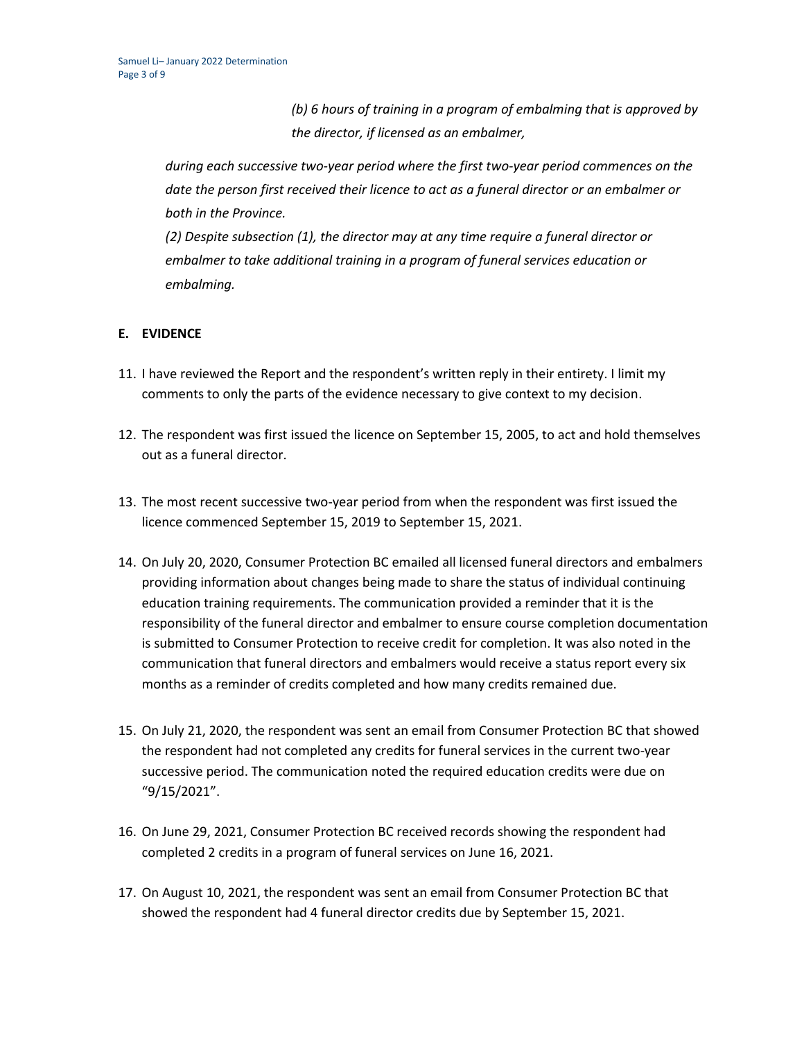*(b) 6 hours of training in a program of embalming that is approved by the director, if licensed as an embalmer,*

*during each successive two-year period where the first two-year period commences on the date the person first received their licence to act as a funeral director or an embalmer or both in the Province.*

*(2) Despite subsection (1), the director may at any time require a funeral director or embalmer to take additional training in a program of funeral services education or embalming.*

## E. EVIDENCE

11. I have reviewed the Report and the respondent's written reply in their entirety. I limit my comments to only the parts of the evidence necessary to give context to my decision.

12. The respondent was first issued the licence on September 15, 2005, to act and hold themselves out as a funeral director.

13. The most recent successive two-year period from when the respondent was first issued the licence commenced September 15, 2019 to September 15, 2021.

14. On July 20, 2020, Consumer Protection BC emailed all licensed funeral directors and embalmers providing information about changes being made to share the status of individual continuing education training requirements. The communication provided a reminder that it is the responsibility of the funeral director and embalmer to ensure course completion documentation is submitted to Consumer Protection to receive credit for completion. It was also noted in the communication that funeral directors and embalmers would receive a status report every six months as a reminder of credits completed and how many credits remained due.

15. On July 21, 2020, the respondent was sent an email from Consumer Protection BC that showed the respondent had not completed any credits for funeral services in the current two-year successive period. The communication noted the required education credits were due on "9/15/2021".

16. On June 29, 2021, Consumer Protection BC received records showing the respondent had completed 2 credits in a program of funeral services on June 16, 2021.

17. On August 10, 2021, the respondent was sent an email from Consumer Protection BC that showed the respondent had 4 funeral director credits due by September 15, 2021.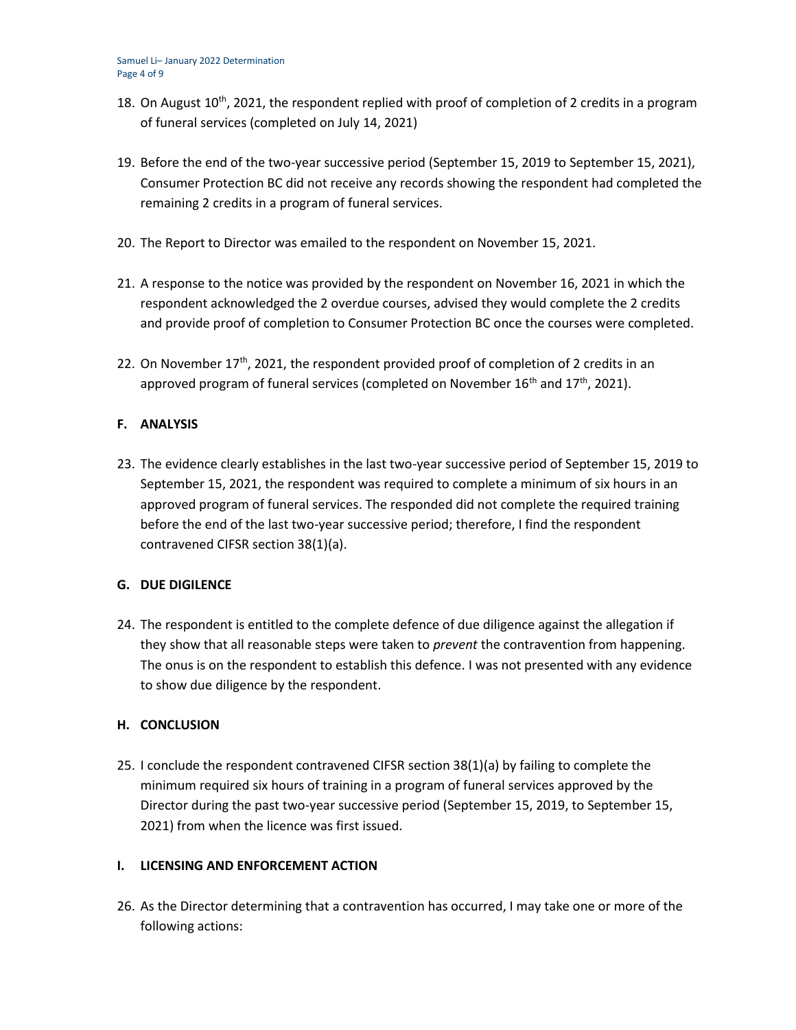18. On August 10th, 2021, the respondent replied with proof of completion of 2 credits in a program of funeral services (completed on July 14, 2021)

19. Before the end of the two-year successive period (September 15, 2019 to September 15, 2021), Consumer Protection BC did not receive any records showing the respondent had completed the remaining 2 credits in a program of funeral services.

20. The Report to Director was emailed to the respondent on November 15, 2021.

21. A response to the notice was provided by the respondent on November 16, 2021 in which the respondent acknowledged the 2 overdue courses, advised they would complete the 2 credits and provide proof of completion to Consumer Protection BC once the courses were completed.

22. On November 17th, 2021, the respondent provided proof of completion of 2 credits in an approved program of funeral services (completed on November 16th and 17th, 2021).

## F. ANALYSIS

23. The evidence clearly establishes in the last two-year successive period of September 15, 2019 to September 15, 2021, the respondent was required to complete a minimum of six hours in an approved program of funeral services. The responded did not complete the required training before the end of the last two-year successive period; therefore, I find the respondent contravened CIFSR section 38(1)(a).

## G. DUE DIGILENCE

24. The respondent is entitled to the complete defence of due diligence against the allegation if they show that all reasonable steps were taken to *prevent* the contravention from happening. The onus is on the respondent to establish this defence. I was not presented with any evidence to show due diligence by the respondent.

## H. CONCLUSION

25. I conclude the respondent contravened CIFSR section 38(1)(a) by failing to complete the minimum required six hours of training in a program of funeral services approved by the Director during the past two-year successive period (September 15, 2019, to September 15, 2021) from when the licence was first issued.

## I. LICENSING AND ENFORCEMENT ACTION

26. As the Director determining that a contravention has occurred, I may take one or more of the following actions: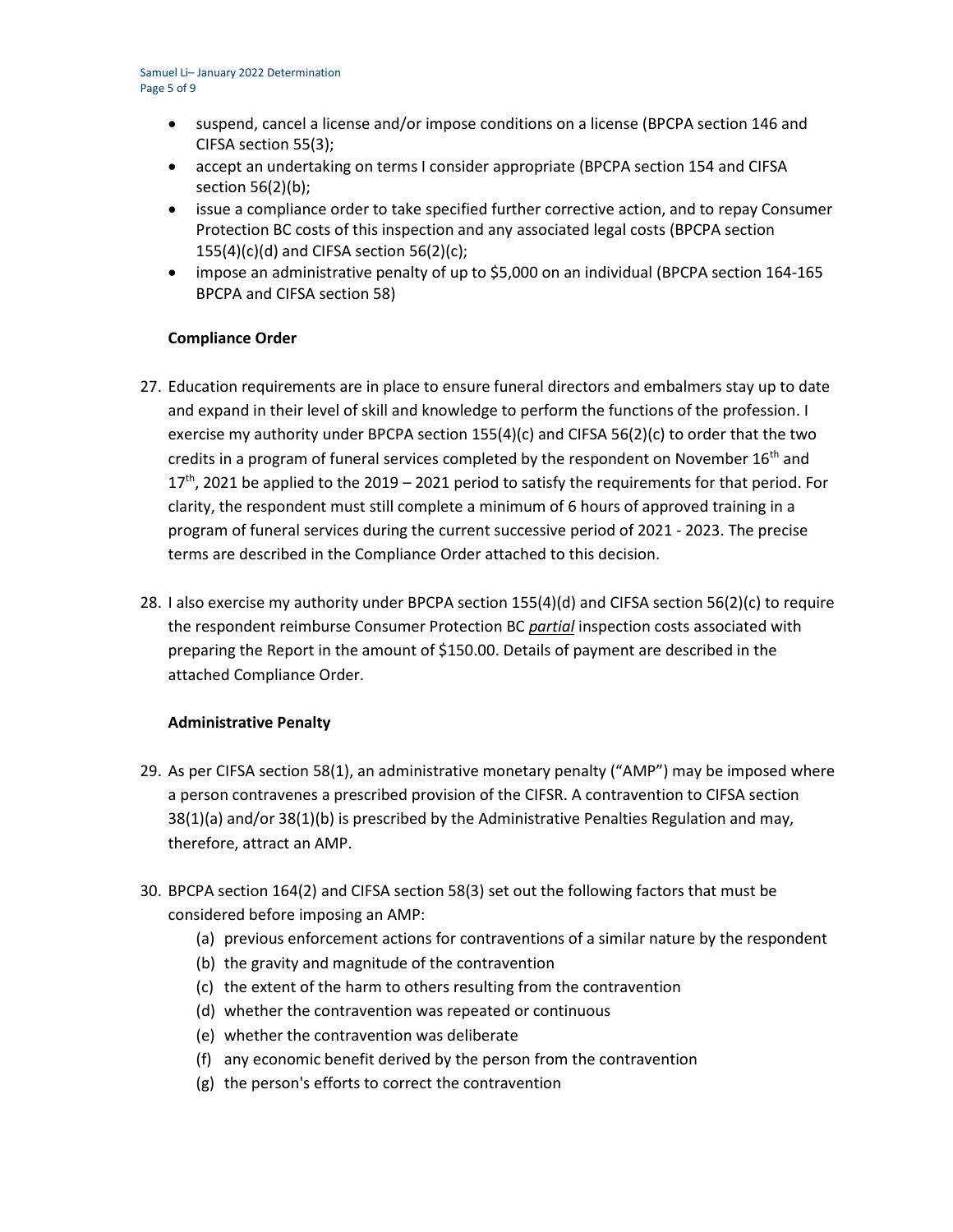- suspend, cancel a license and/or impose conditions on a license (BPCPA section 146 and CIFSA section 55(3);
- accept an undertaking on terms I consider appropriate (BPCPA section 154 and CIFSA section 56(2)(b);
- issue a compliance order to take specified further corrective action, and to repay Consumer Protection BC costs of this inspection and any associated legal costs (BPCPA section 155(4)(c)(d) and CIFSA section 56(2)(c);
- impose an administrative penalty of up to $5,000 on an individual (BPCPA section 164-165 BPCPA and CIFSA section 58)

**Compliance Order**

27. Education requirements are in place to ensure funeral directors and embalmers stay up to date and expand in their level of skill and knowledge to perform the functions of the profession. I exercise my authority under BPCPA section 155(4)(c) and CIFSA 56(2)(c) to order that the two credits in a program of funeral services completed by the respondent on November 16th and 17th, 2021 be applied to the 2019 – 2021 period to satisfy the requirements for that period. For clarity, the respondent must still complete a minimum of 6 hours of approved training in a program of funeral services during the current successive period of 2021 - 2023. The precise terms are described in the Compliance Order attached to this decision.

28. I also exercise my authority under BPCPA section 155(4)(d) and CIFSA section 56(2)(c) to require the respondent reimburse Consumer Protection BC ***partial*** inspection costs associated with preparing the Report in the amount of $150.00. Details of payment are described in the attached Compliance Order.

**Administrative Penalty**

29. As per CIFSA section 58(1), an administrative monetary penalty ("AMP") may be imposed where a person contravenes a prescribed provision of the CIFSR. A contravention to CIFSA section 38(1)(a) and/or 38(1)(b) is prescribed by the Administrative Penalties Regulation and may, therefore, attract an AMP.

30. BPCPA section 164(2) and CIFSA section 58(3) set out the following factors that must be considered before imposing an AMP:
    (a) previous enforcement actions for contraventions of a similar nature by the respondent
    (b) the gravity and magnitude of the contravention
    (c) the extent of the harm to others resulting from the contravention
    (d) whether the contravention was repeated or continuous
    (e) whether the contravention was deliberate
    (f) any economic benefit derived by the person from the contravention
    (g) the person's efforts to correct the contravention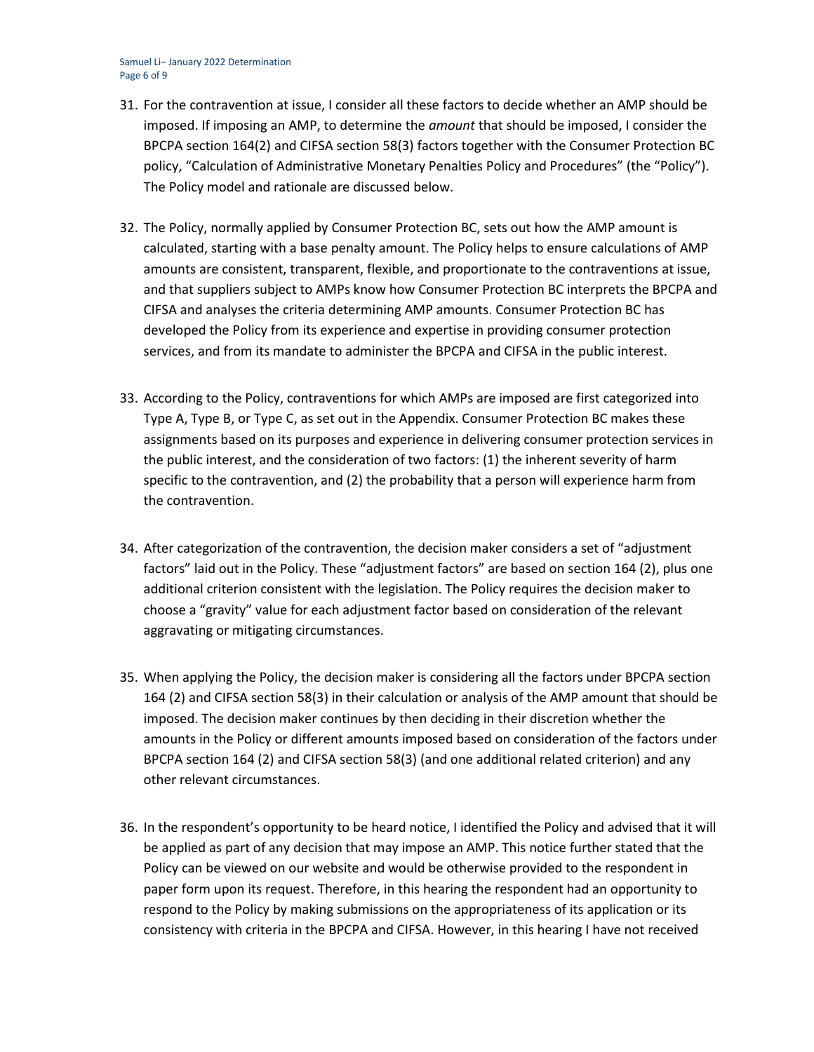31. For the contravention at issue, I consider all these factors to decide whether an AMP should be imposed. If imposing an AMP, to determine the *amount* that should be imposed, I consider the BPCPA section 164(2) and CIFSA section 58(3) factors together with the Consumer Protection BC policy, "Calculation of Administrative Monetary Penalties Policy and Procedures" (the "Policy"). The Policy model and rationale are discussed below.

32. The Policy, normally applied by Consumer Protection BC, sets out how the AMP amount is calculated, starting with a base penalty amount. The Policy helps to ensure calculations of AMP amounts are consistent, transparent, flexible, and proportionate to the contraventions at issue, and that suppliers subject to AMPs know how Consumer Protection BC interprets the BPCPA and CIFSA and analyses the criteria determining AMP amounts. Consumer Protection BC has developed the Policy from its experience and expertise in providing consumer protection services, and from its mandate to administer the BPCPA and CIFSA in the public interest.

33. According to the Policy, contraventions for which AMPs are imposed are first categorized into Type A, Type B, or Type C, as set out in the Appendix. Consumer Protection BC makes these assignments based on its purposes and experience in delivering consumer protection services in the public interest, and the consideration of two factors: (1) the inherent severity of harm specific to the contravention, and (2) the probability that a person will experience harm from the contravention.

34. After categorization of the contravention, the decision maker considers a set of "adjustment factors" laid out in the Policy. These "adjustment factors" are based on section 164 (2), plus one additional criterion consistent with the legislation. The Policy requires the decision maker to choose a "gravity" value for each adjustment factor based on consideration of the relevant aggravating or mitigating circumstances.

35. When applying the Policy, the decision maker is considering all the factors under BPCPA section 164 (2) and CIFSA section 58(3) in their calculation or analysis of the AMP amount that should be imposed. The decision maker continues by then deciding in their discretion whether the amounts in the Policy or different amounts imposed based on consideration of the factors under BPCPA section 164 (2) and CIFSA section 58(3) (and one additional related criterion) and any other relevant circumstances.

36. In the respondent's opportunity to be heard notice, I identified the Policy and advised that it will be applied as part of any decision that may impose an AMP. This notice further stated that the Policy can be viewed on our website and would be otherwise provided to the respondent in paper form upon its request. Therefore, in this hearing the respondent had an opportunity to respond to the Policy by making submissions on the appropriateness of its application or its consistency with criteria in the BPCPA and CIFSA. However, in this hearing I have not received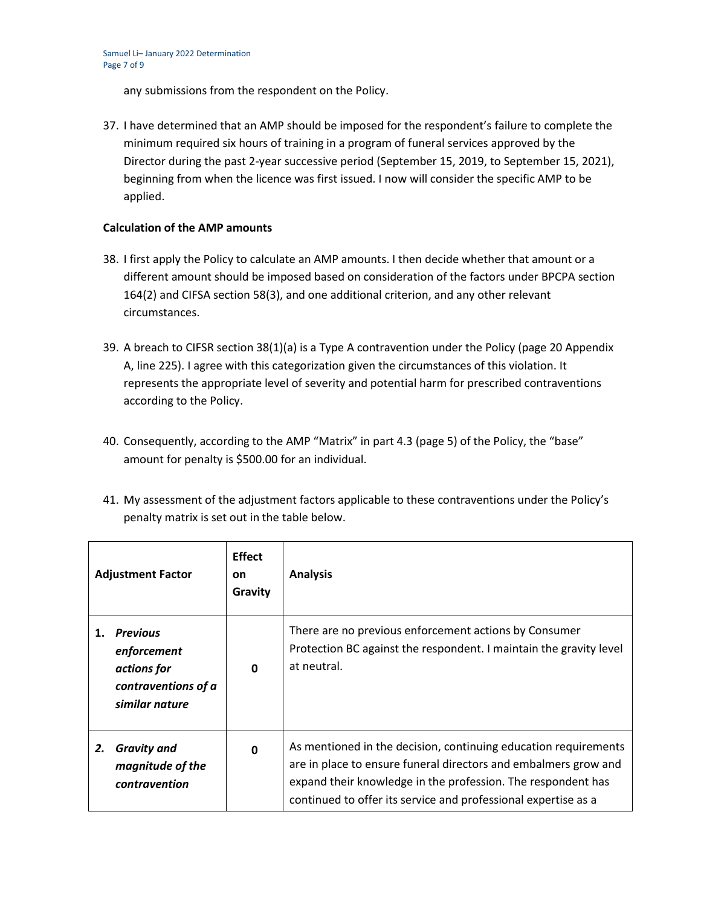any submissions from the respondent on the Policy.

37. I have determined that an AMP should be imposed for the respondent's failure to complete the minimum required six hours of training in a program of funeral services approved by the Director during the past 2-year successive period (September 15, 2019, to September 15, 2021), beginning from when the licence was first issued. I now will consider the specific AMP to be applied.

**Calculation of the AMP amounts**

38. I first apply the Policy to calculate an AMP amounts. I then decide whether that amount or a different amount should be imposed based on consideration of the factors under BPCPA section 164(2) and CIFSA section 58(3), and one additional criterion, and any other relevant circumstances.

39. A breach to CIFSR section 38(1)(a) is a Type A contravention under the Policy (page 20 Appendix A, line 225). I agree with this categorization given the circumstances of this violation. It represents the appropriate level of severity and potential harm for prescribed contraventions according to the Policy.

40. Consequently, according to the AMP "Matrix" in part 4.3 (page 5) of the Policy, the "base" amount for penalty is $500.00 for an individual.

41. My assessment of the adjustment factors applicable to these contraventions under the Policy's penalty matrix is set out in the table below.

| Adjustment Factor | Effect on Gravity | Analysis |
|---|---|---|
| 1. ***Previous enforcement actions for contraventions of a similar nature*** | **0** | There are no previous enforcement actions by Consumer Protection BC against the respondent. I maintain the gravity level at neutral. |
| 2. ***Gravity and magnitude of the contravention*** | **0** | As mentioned in the decision, continuing education requirements are in place to ensure funeral directors and embalmers grow and expand their knowledge in the profession. The respondent has continued to offer its service and professional expertise as a |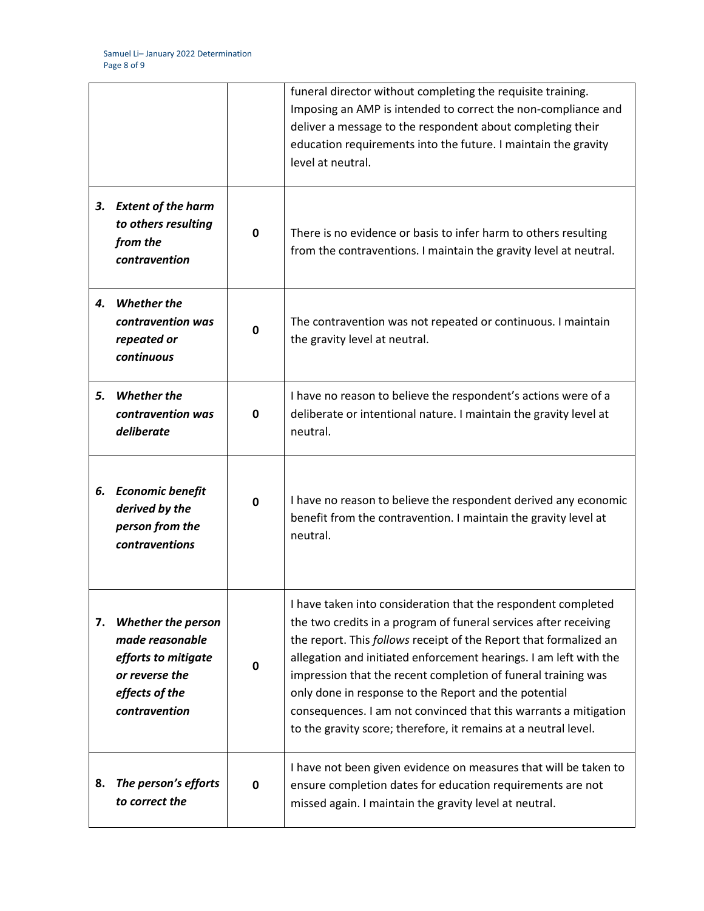| | | |
|---|---|---|
| | | funeral director without completing the requisite training. Imposing an AMP is intended to correct the non-compliance and deliver a message to the respondent about completing their education requirements into the future. I maintain the gravity level at neutral. |
| ***3. Extent of the harm to others resulting from the contravention*** | **0** | There is no evidence or basis to infer harm to others resulting from the contraventions. I maintain the gravity level at neutral. |
| ***4. Whether the contravention was repeated or continuous*** | **0** | The contravention was not repeated or continuous. I maintain the gravity level at neutral. |
| ***5. Whether the contravention was deliberate*** | **0** | I have no reason to believe the respondent's actions were of a deliberate or intentional nature. I maintain the gravity level at neutral. |
| ***6. Economic benefit derived by the person from the contraventions*** | **0** | I have no reason to believe the respondent derived any economic benefit from the contravention. I maintain the gravity level at neutral. |
| ***7. Whether the person made reasonable efforts to mitigate or reverse the effects of the contravention*** | **0** | I have taken into consideration that the respondent completed the two credits in a program of funeral services after receiving the report. This *follows* receipt of the Report that formalized an allegation and initiated enforcement hearings. I am left with the impression that the recent completion of funeral training was only done in response to the Report and the potential consequences. I am not convinced that this warrants a mitigation to the gravity score; therefore, it remains at a neutral level. |
| ***8. The person's efforts to correct the*** | **0** | I have not been given evidence on measures that will be taken to ensure completion dates for education requirements are not missed again. I maintain the gravity level at neutral. |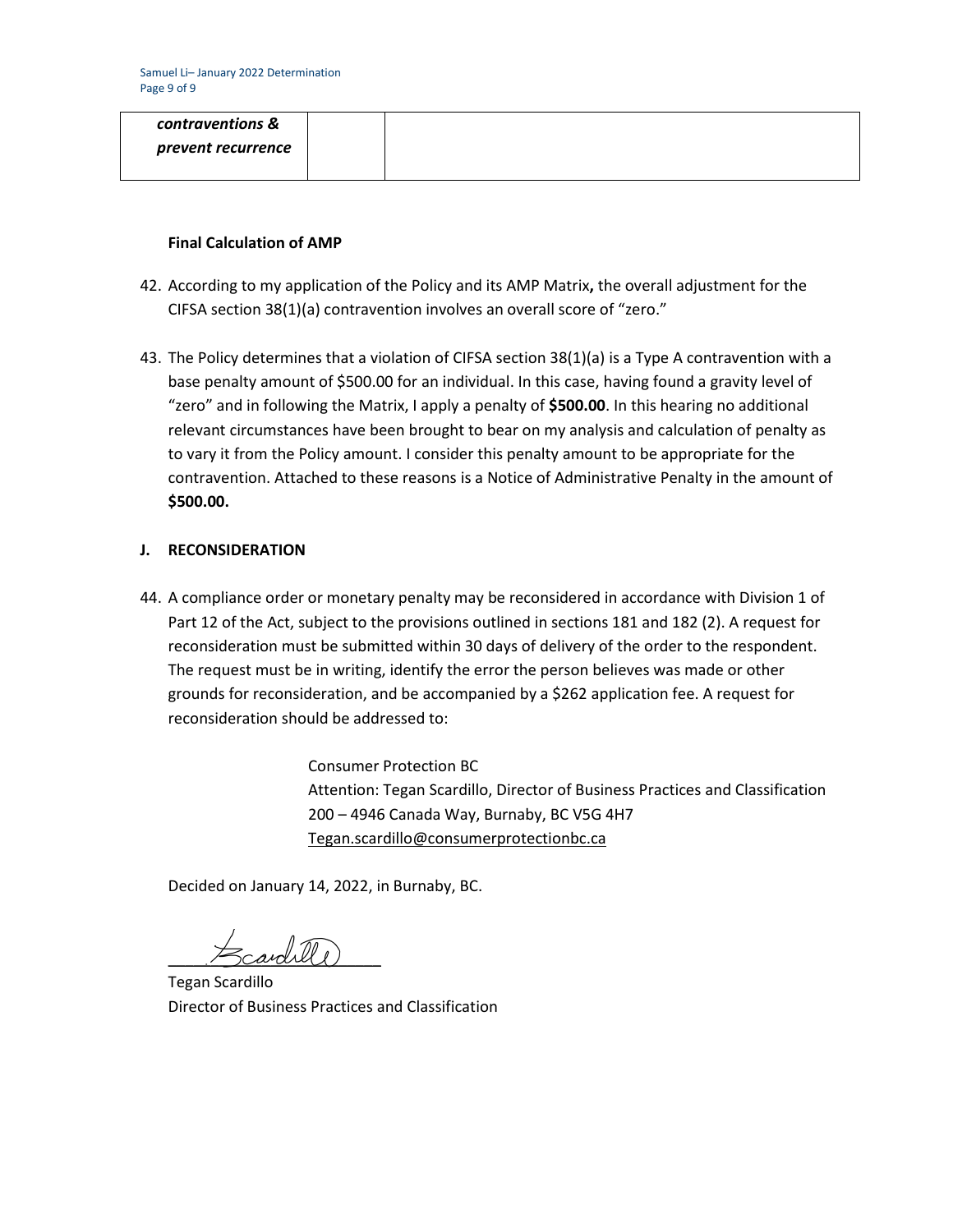| | | |
|---|---|---|
| ***contraventions & prevent recurrence*** | | |

**Final Calculation of AMP**

42. According to my application of the Policy and its AMP Matrix**,** the overall adjustment for the CIFSA section 38(1)(a) contravention involves an overall score of "zero."

43. The Policy determines that a violation of CIFSA section 38(1)(a) is a Type A contravention with a base penalty amount of $500.00 for an individual. In this case, having found a gravity level of "zero" and in following the Matrix, I apply a penalty of **$500.00**. In this hearing no additional relevant circumstances have been brought to bear on my analysis and calculation of penalty as to vary it from the Policy amount. I consider this penalty amount to be appropriate for the contravention. Attached to these reasons is a Notice of Administrative Penalty in the amount of **$500.00.**

## J. RECONSIDERATION

44. A compliance order or monetary penalty may be reconsidered in accordance with Division 1 of Part 12 of the Act, subject to the provisions outlined in sections 181 and 182 (2). A request for reconsideration must be submitted within 30 days of delivery of the order to the respondent. The request must be in writing, identify the error the person believes was made or other grounds for reconsideration, and be accompanied by a $262 application fee. A request for reconsideration should be addressed to:

    Consumer Protection BC
    Attention: Tegan Scardillo, Director of Business Practices and Classification
    200 – 4946 Canada Way, Burnaby, BC V5G 4H7
    Tegan.scardillo@consumerprotectionbc.ca

Decided on January 14, 2022, in Burnaby, BC.

Tegan Scardillo
Director of Business Practices and Classification